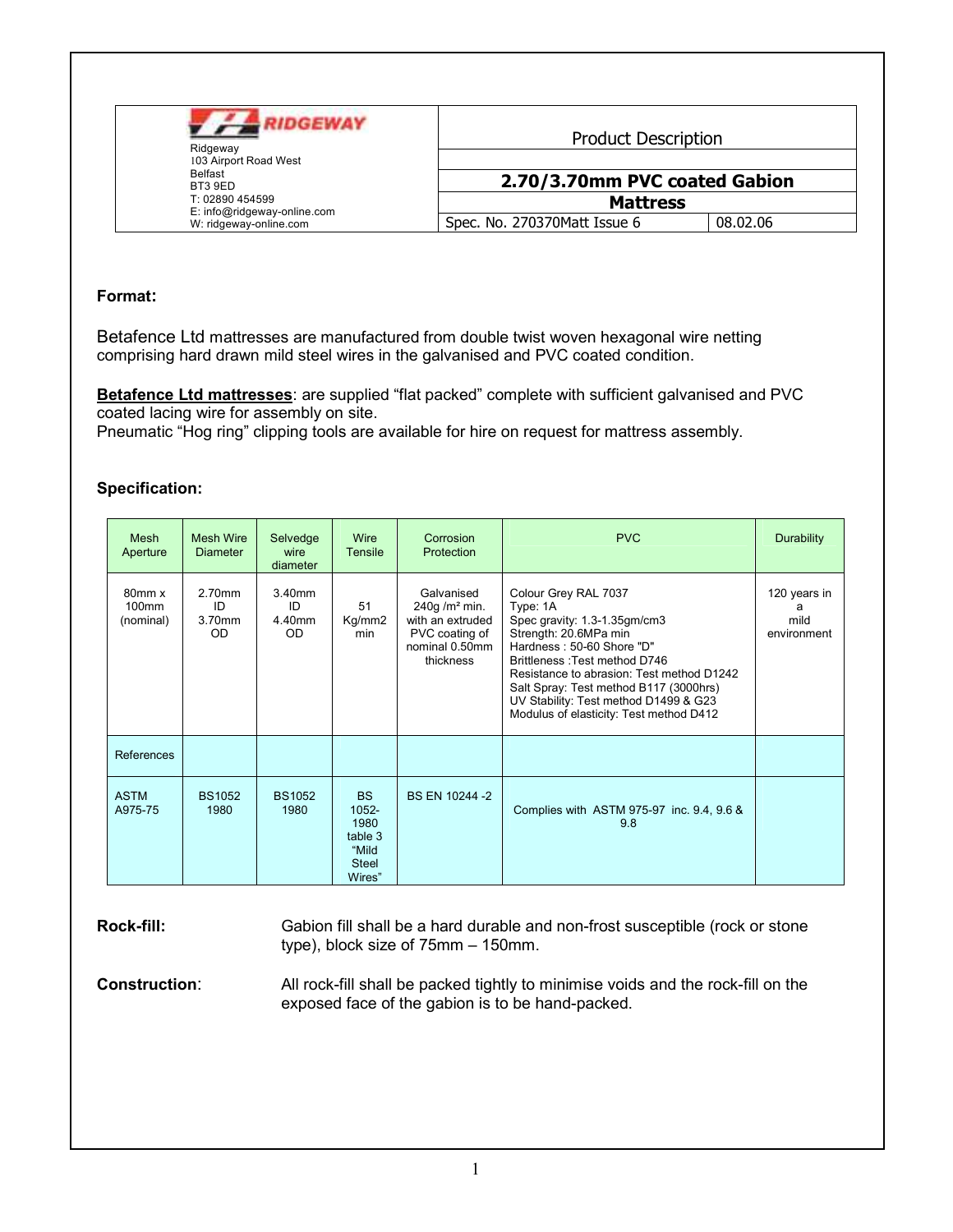| RIDGEWAY<br>Ridgeway<br>103 Airport Road West<br>Belfast<br>BT3 9ED<br>T: 02890 454599<br>E: info@ridgeway-online.com<br>W: ridgeway-online.com | Product Description | |
|---|---|---|
| | **2.70/3.70mm PVC coated Gabion Mattress** | |
| | Spec. No. 270370Matt Issue 6 | 08.02.06 |

**Format:**

Betafence Ltd mattresses are manufactured from double twist woven hexagonal wire netting comprising hard drawn mild steel wires in the galvanised and PVC coated condition.

**Betafence Ltd mattresses**: are supplied “flat packed” complete with sufficient galvanised and PVC coated lacing wire for assembly on site.
Pneumatic “Hog ring” clipping tools are available for hire on request for mattress assembly.

**Specification:**

| Mesh Aperture | Mesh Wire Diameter | Selvedge wire diameter | Wire Tensile | Corrosion Protection | PVC | Durability |
|---|---|---|---|---|---|---|
| 80mm x 100mm (nominal) | 2.70mm ID 3.70mm OD | 3.40mm ID 4.40mm OD | 51 Kg/mm2 min | Galvanised 240g /m² min. with an extruded PVC coating of nominal 0.50mm thickness | Colour Grey RAL 7037<br>Type: 1A<br>Spec gravity: 1.3-1.35gm/cm3<br>Strength: 20.6MPa min<br>Hardness : 50-60 Shore "D"<br>Brittleness :Test method D746<br>Resistance to abrasion: Test method D1242<br>Salt Spray: Test method B117 (3000hrs)<br>UV Stability: Test method D1499 & G23<br>Modulus of elasticity: Test method D412 | 120 years in a mild environment |
| References | | | | | | |
| ASTM A975-75 | BS1052 1980 | BS1052 1980 | BS 1052-1980 table 3 “Mild Steel Wires” | BS EN 10244 -2 | Complies with ASTM 975-97 inc. 9.4, 9.6 & 9.8 | |

**Rock-fill:** Gabion fill shall be a hard durable and non-frost susceptible (rock or stone type), block size of 75mm – 150mm.

**Construction**: All rock-fill shall be packed tightly to minimise voids and the rock-fill on the exposed face of the gabion is to be hand-packed.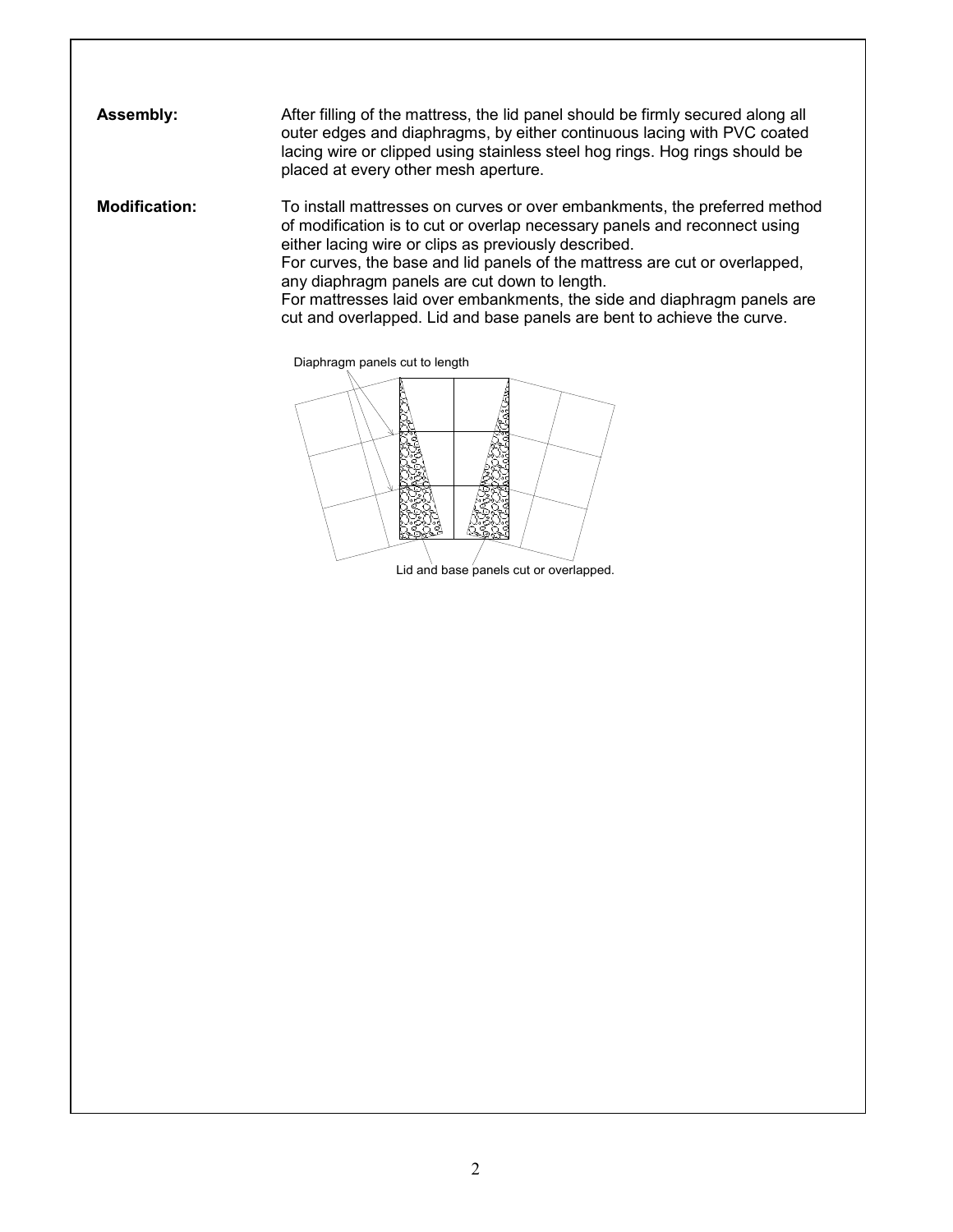**Assembly:** After filling of the mattress, the lid panel should be firmly secured along all outer edges and diaphragms, by either continuous lacing with PVC coated lacing wire or clipped using stainless steel hog rings. Hog rings should be placed at every other mesh aperture.

**Modification:** To install mattresses on curves or over embankments, the preferred method of modification is to cut or overlap necessary panels and reconnect using either lacing wire or clips as previously described.
For curves, the base and lid panels of the mattress are cut or overlapped, any diaphragm panels are cut down to length.
For mattresses laid over embankments, the side and diaphragm panels are cut and overlapped. Lid and base panels are bent to achieve the curve.

Diaphragm panels cut to length

Lid and base panels cut or overlapped.